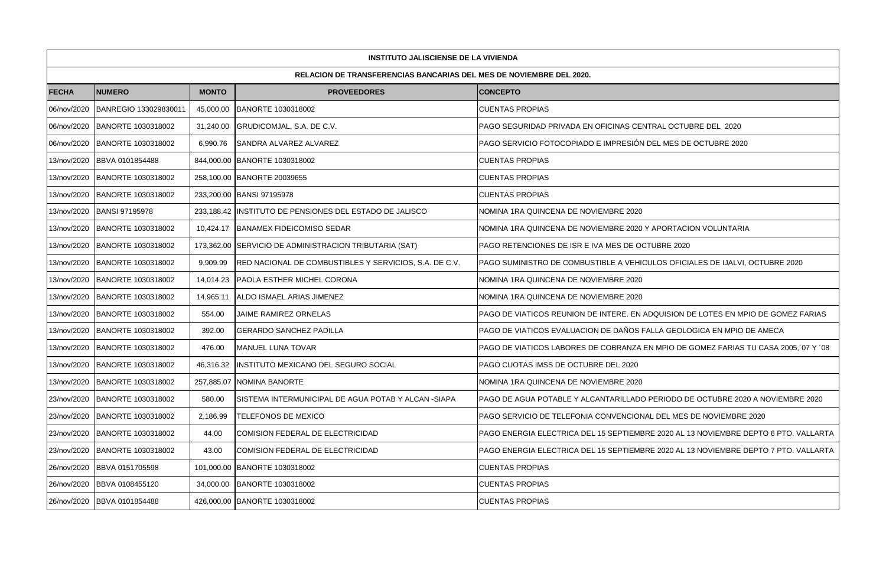**INSTITUTO JALISCIENSE DE LA VIVIENDA**

**RELACION DE TRANSFERENCIAS BANCARIAS DEL MES DE NOVIEMBRE DEL 2020.**

| FECHA | NUMERO | MONTO | PROVEEDORES | CONCEPTO |
|---|---|---|---|---|
| 06/nov/2020 | BANREGIO 133029830011 | 45,000.00 | BANORTE 1030318002 | CUENTAS PROPIAS |
| 06/nov/2020 | BANORTE 1030318002 | 31,240.00 | GRUDICOMJAL, S.A. DE C.V. | PAGO SEGURIDAD PRIVADA EN OFICINAS CENTRAL OCTUBRE DEL 2020 |
| 06/nov/2020 | BANORTE 1030318002 | 6,990.76 | SANDRA ALVAREZ ALVAREZ | PAGO SERVICIO FOTOCOPIADO E IMPRESIÓN DEL MES DE OCTUBRE 2020 |
| 13/nov/2020 | BBVA 0101854488 | 844,000.00 | BANORTE 1030318002 | CUENTAS PROPIAS |
| 13/nov/2020 | BANORTE 1030318002 | 258,100.00 | BANORTE 20039655 | CUENTAS PROPIAS |
| 13/nov/2020 | BANORTE 1030318002 | 233,200.00 | BANSI 97195978 | CUENTAS PROPIAS |
| 13/nov/2020 | BANSI 97195978 | 233,188.42 | INSTITUTO DE PENSIONES DEL ESTADO DE JALISCO | NOMINA 1RA QUINCENA DE NOVIEMBRE 2020 |
| 13/nov/2020 | BANORTE 1030318002 | 10,424.17 | BANAMEX FIDEICOMISO SEDAR | NOMINA 1RA QUINCENA DE NOVIEMBRE 2020 Y APORTACION VOLUNTARIA |
| 13/nov/2020 | BANORTE 1030318002 | 173,362.00 | SERVICIO DE ADMINISTRACION TRIBUTARIA (SAT) | PAGO RETENCIONES DE ISR E IVA MES DE OCTUBRE 2020 |
| 13/nov/2020 | BANORTE 1030318002 | 9,909.99 | RED NACIONAL DE COMBUSTIBLES Y SERVICIOS, S.A. DE C.V. | PAGO SUMINISTRO DE COMBUSTIBLE A VEHICULOS OFICIALES DE IJALVI, OCTUBRE 2020 |
| 13/nov/2020 | BANORTE 1030318002 | 14,014.23 | PAOLA ESTHER MICHEL CORONA | NOMINA 1RA QUINCENA DE NOVIEMBRE 2020 |
| 13/nov/2020 | BANORTE 1030318002 | 14,965.11 | ALDO ISMAEL ARIAS JIMENEZ | NOMINA 1RA QUINCENA DE NOVIEMBRE 2020 |
| 13/nov/2020 | BANORTE 1030318002 | 554.00 | JAIME RAMIREZ ORNELAS | PAGO DE VIATICOS REUNION DE INTERE. EN ADQUISION DE LOTES EN MPIO DE GOMEZ FARIAS |
| 13/nov/2020 | BANORTE 1030318002 | 392.00 | GERARDO SANCHEZ PADILLA | PAGO DE VIATICOS EVALUACION DE DAÑOS FALLA GEOLOGICA EN MPIO DE AMECA |
| 13/nov/2020 | BANORTE 1030318002 | 476.00 | MANUEL LUNA TOVAR | PAGO DE VIATICOS LABORES DE COBRANZA EN MPIO DE GOMEZ FARIAS TU CASA 2005,´07 Y ´08 |
| 13/nov/2020 | BANORTE 1030318002 | 46,316.32 | INSTITUTO MEXICANO DEL SEGURO SOCIAL | PAGO CUOTAS IMSS DE OCTUBRE DEL 2020 |
| 13/nov/2020 | BANORTE 1030318002 | 257,885.07 | NOMINA BANORTE | NOMINA 1RA QUINCENA DE NOVIEMBRE 2020 |
| 23/nov/2020 | BANORTE 1030318002 | 580.00 | SISTEMA INTERMUNICIPAL DE AGUA POTAB Y ALCAN -SIAPA | PAGO DE AGUA POTABLE Y ALCANTARILLADO PERIODO DE OCTUBRE 2020 A NOVIEMBRE 2020 |
| 23/nov/2020 | BANORTE 1030318002 | 2,186.99 | TELEFONOS DE MEXICO | PAGO SERVICIO DE TELEFONIA CONVENCIONAL DEL MES DE NOVIEMBRE 2020 |
| 23/nov/2020 | BANORTE 1030318002 | 44.00 | COMISION FEDERAL DE ELECTRICIDAD | PAGO ENERGIA ELECTRICA DEL 15 SEPTIEMBRE 2020 AL 13 NOVIEMBRE DEPTO 6 PTO. VALLARTA |
| 23/nov/2020 | BANORTE 1030318002 | 43.00 | COMISION FEDERAL DE ELECTRICIDAD | PAGO ENERGIA ELECTRICA DEL 15 SEPTIEMBRE 2020 AL 13 NOVIEMBRE DEPTO 7 PTO. VALLARTA |
| 26/nov/2020 | BBVA 0151705598 | 101,000.00 | BANORTE 1030318002 | CUENTAS PROPIAS |
| 26/nov/2020 | BBVA 0108455120 | 34,000.00 | BANORTE 1030318002 | CUENTAS PROPIAS |
| 26/nov/2020 | BBVA 0101854488 | 426,000.00 | BANORTE 1030318002 | CUENTAS PROPIAS |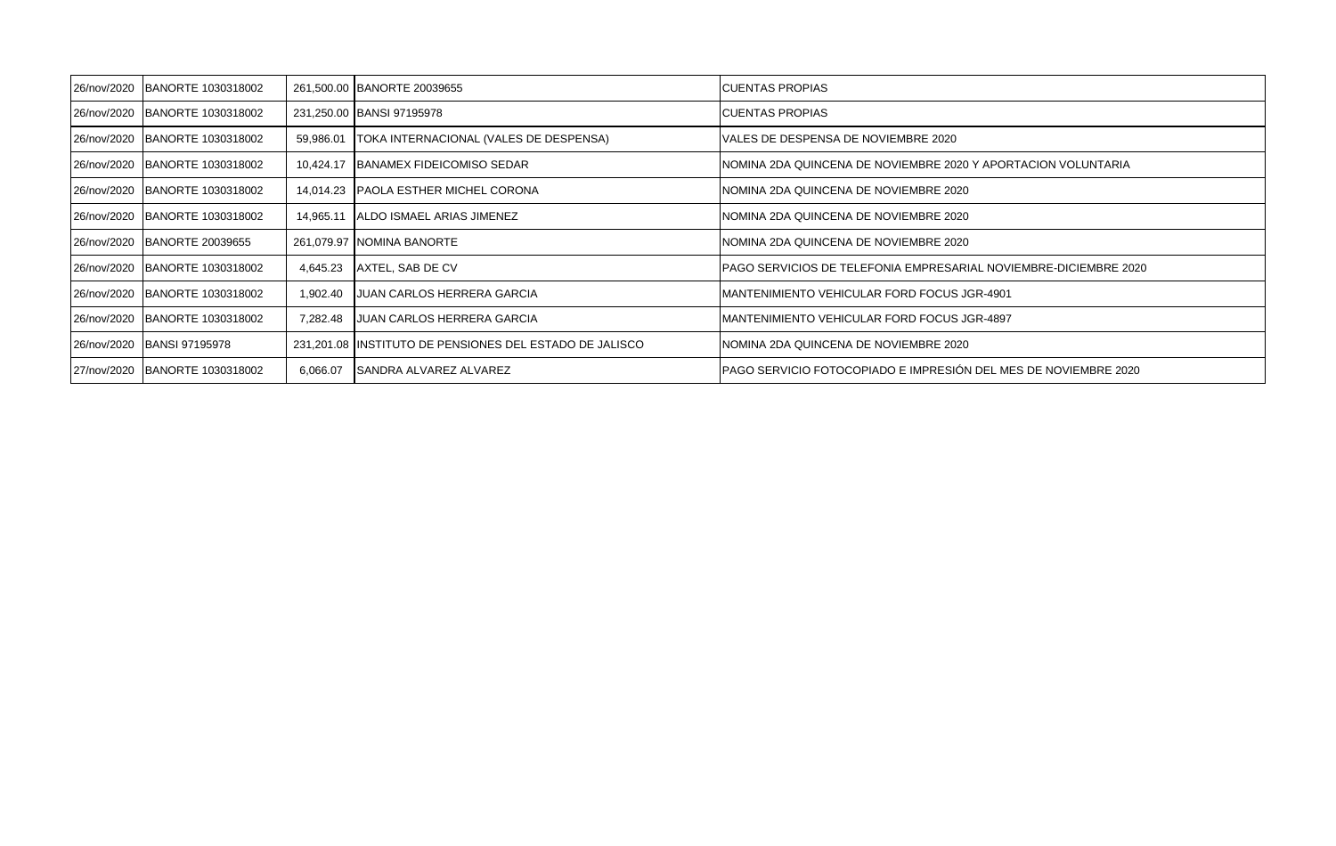| | | | | |
|---|---|---|---|---|
| 26/nov/2020 | BANORTE 1030318002 | 261,500.00 | BANORTE 20039655 | CUENTAS PROPIAS |
| 26/nov/2020 | BANORTE 1030318002 | 231,250.00 | BANSI 97195978 | CUENTAS PROPIAS |
| 26/nov/2020 | BANORTE 1030318002 | 59,986.01 | TOKA INTERNACIONAL (VALES DE DESPENSA) | VALES DE DESPENSA DE NOVIEMBRE 2020 |
| 26/nov/2020 | BANORTE 1030318002 | 10,424.17 | BANAMEX FIDEICOMISO SEDAR | NOMINA 2DA QUINCENA DE NOVIEMBRE 2020 Y APORTACION VOLUNTARIA |
| 26/nov/2020 | BANORTE 1030318002 | 14,014.23 | PAOLA ESTHER MICHEL CORONA | NOMINA 2DA QUINCENA DE NOVIEMBRE 2020 |
| 26/nov/2020 | BANORTE 1030318002 | 14,965.11 | ALDO ISMAEL ARIAS JIMENEZ | NOMINA 2DA QUINCENA DE NOVIEMBRE 2020 |
| 26/nov/2020 | BANORTE 20039655 | 261,079.97 | NOMINA BANORTE | NOMINA 2DA QUINCENA DE NOVIEMBRE 2020 |
| 26/nov/2020 | BANORTE 1030318002 | 4,645.23 | AXTEL, SAB DE CV | PAGO SERVICIOS DE TELEFONIA EMPRESARIAL NOVIEMBRE-DICIEMBRE 2020 |
| 26/nov/2020 | BANORTE 1030318002 | 1,902.40 | JUAN CARLOS HERRERA GARCIA | MANTENIMIENTO VEHICULAR FORD FOCUS JGR-4901 |
| 26/nov/2020 | BANORTE 1030318002 | 7,282.48 | JUAN CARLOS HERRERA GARCIA | MANTENIMIENTO VEHICULAR FORD FOCUS JGR-4897 |
| 26/nov/2020 | BANSI 97195978 | 231,201.08 | INSTITUTO DE PENSIONES DEL ESTADO DE JALISCO | NOMINA 2DA QUINCENA DE NOVIEMBRE 2020 |
| 27/nov/2020 | BANORTE 1030318002 | 6,066.07 | SANDRA ALVAREZ ALVAREZ | PAGO SERVICIO FOTOCOPIADO E IMPRESIÓN DEL MES DE NOVIEMBRE 2020 |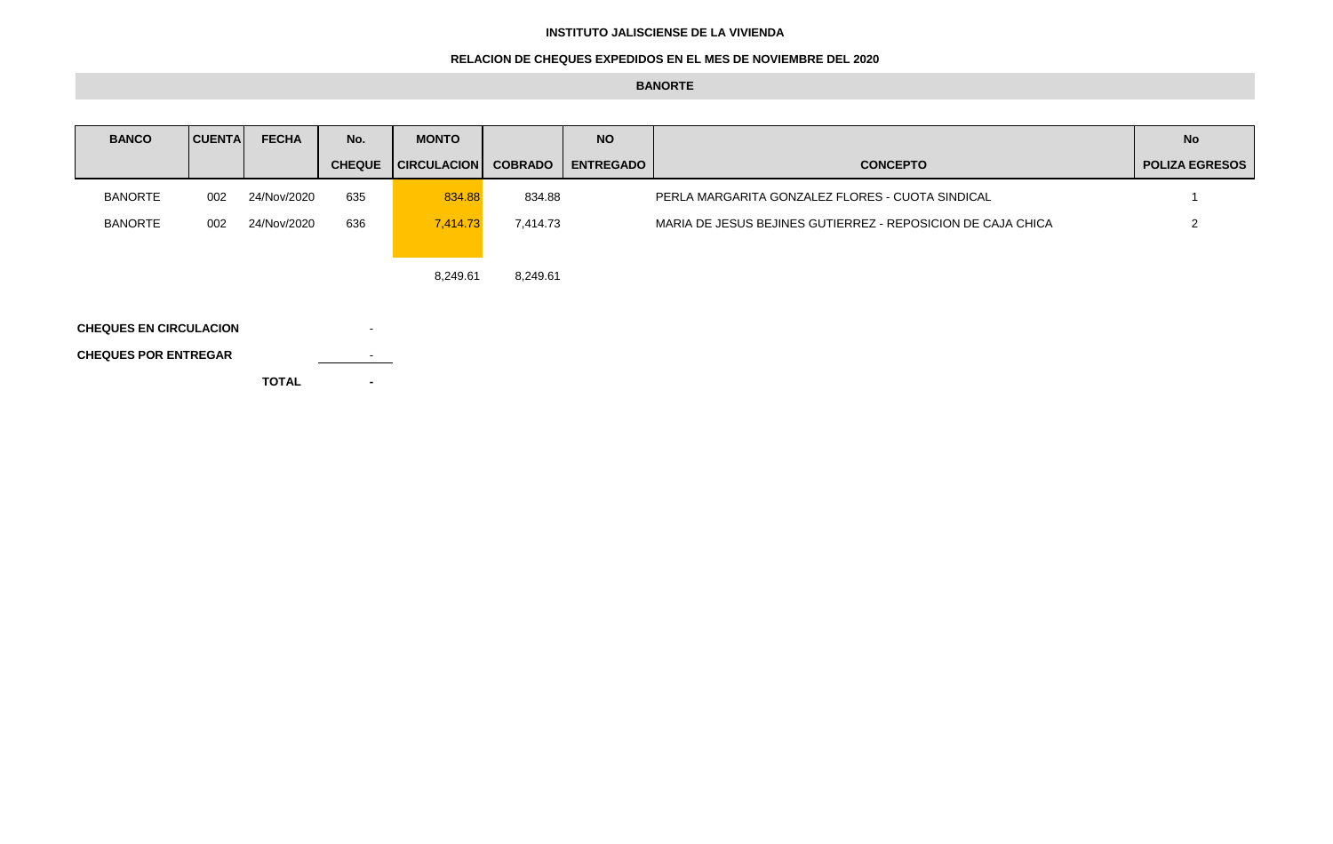**INSTITUTO JALISCIENSE DE LA VIVIENDA**

**RELACION DE CHEQUES EXPEDIDOS EN EL MES DE NOVIEMBRE DEL 2020**

**BANORTE**

| BANCO | CUENTA | FECHA | No. CHEQUE | MONTO CIRCULACION | COBRADO | NO ENTREGADO | CONCEPTO | No POLIZA EGRESOS |
|---|---|---|---|---|---|---|---|---|
| BANORTE | 002 | 24/Nov/2020 | 635 | 834.88 | 834.88 | | PERLA MARGARITA GONZALEZ FLORES - CUOTA SINDICAL | 1 |
| BANORTE | 002 | 24/Nov/2020 | 636 | 7,414.73 | 7,414.73 | | MARIA DE JESUS BEJINES GUTIERREZ - REPOSICION DE CAJA CHICA | 2 |
| | | | | 8,249.61 | 8,249.61 | | | |

| | | |
|---|---|---|
| **CHEQUES EN CIRCULACION** | | - |
| **CHEQUES POR ENTREGAR** | | - |
| | **TOTAL** | **-** |